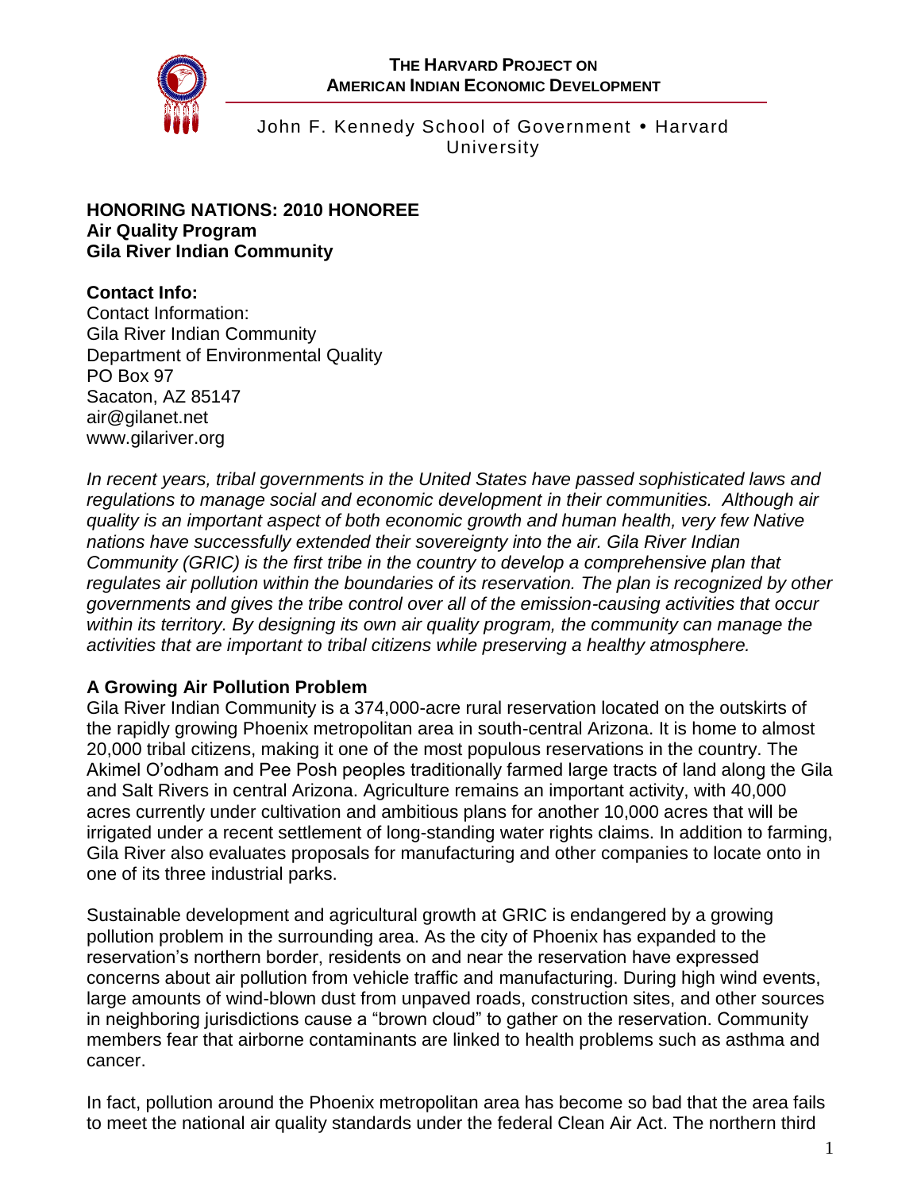**THE HARVARD PROJECT ON AMERICAN INDIAN ECONOMIC DEVELOPMENT**

John F. Kennedy School of Government • Harvard University

**HONORING NATIONS: 2010 HONOREE**
**Air Quality Program**
**Gila River Indian Community**

**Contact Info:**
Contact Information:
Gila River Indian Community
Department of Environmental Quality
PO Box 97
Sacaton, AZ 85147
air@gilanet.net
www.gilariver.org

*In recent years, tribal governments in the United States have passed sophisticated laws and regulations to manage social and economic development in their communities. Although air quality is an important aspect of both economic growth and human health, very few Native nations have successfully extended their sovereignty into the air. Gila River Indian Community (GRIC) is the first tribe in the country to develop a comprehensive plan that regulates air pollution within the boundaries of its reservation. The plan is recognized by other governments and gives the tribe control over all of the emission-causing activities that occur within its territory. By designing its own air quality program, the community can manage the activities that are important to tribal citizens while preserving a healthy atmosphere.*

**A Growing Air Pollution Problem**

Gila River Indian Community is a 374,000-acre rural reservation located on the outskirts of the rapidly growing Phoenix metropolitan area in south-central Arizona. It is home to almost 20,000 tribal citizens, making it one of the most populous reservations in the country. The Akimel O'odham and Pee Posh peoples traditionally farmed large tracts of land along the Gila and Salt Rivers in central Arizona. Agriculture remains an important activity, with 40,000 acres currently under cultivation and ambitious plans for another 10,000 acres that will be irrigated under a recent settlement of long-standing water rights claims. In addition to farming, Gila River also evaluates proposals for manufacturing and other companies to locate onto in one of its three industrial parks.

Sustainable development and agricultural growth at GRIC is endangered by a growing pollution problem in the surrounding area. As the city of Phoenix has expanded to the reservation's northern border, residents on and near the reservation have expressed concerns about air pollution from vehicle traffic and manufacturing. During high wind events, large amounts of wind-blown dust from unpaved roads, construction sites, and other sources in neighboring jurisdictions cause a "brown cloud" to gather on the reservation. Community members fear that airborne contaminants are linked to health problems such as asthma and cancer.

In fact, pollution around the Phoenix metropolitan area has become so bad that the area fails to meet the national air quality standards under the federal Clean Air Act. The northern third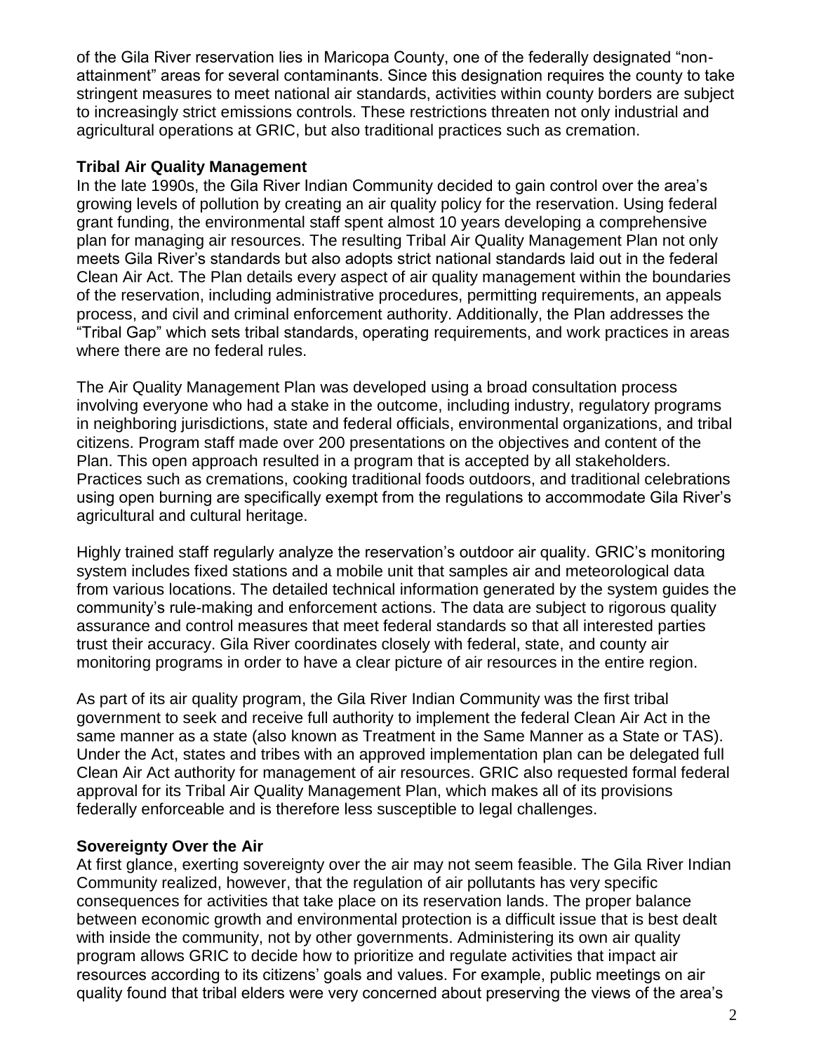of the Gila River reservation lies in Maricopa County, one of the federally designated "non-attainment" areas for several contaminants. Since this designation requires the county to take stringent measures to meet national air standards, activities within county borders are subject to increasingly strict emissions controls. These restrictions threaten not only industrial and agricultural operations at GRIC, but also traditional practices such as cremation.

**Tribal Air Quality Management**

In the late 1990s, the Gila River Indian Community decided to gain control over the area's growing levels of pollution by creating an air quality policy for the reservation. Using federal grant funding, the environmental staff spent almost 10 years developing a comprehensive plan for managing air resources. The resulting Tribal Air Quality Management Plan not only meets Gila River's standards but also adopts strict national standards laid out in the federal Clean Air Act. The Plan details every aspect of air quality management within the boundaries of the reservation, including administrative procedures, permitting requirements, an appeals process, and civil and criminal enforcement authority. Additionally, the Plan addresses the "Tribal Gap" which sets tribal standards, operating requirements, and work practices in areas where there are no federal rules.

The Air Quality Management Plan was developed using a broad consultation process involving everyone who had a stake in the outcome, including industry, regulatory programs in neighboring jurisdictions, state and federal officials, environmental organizations, and tribal citizens. Program staff made over 200 presentations on the objectives and content of the Plan. This open approach resulted in a program that is accepted by all stakeholders. Practices such as cremations, cooking traditional foods outdoors, and traditional celebrations using open burning are specifically exempt from the regulations to accommodate Gila River's agricultural and cultural heritage.

Highly trained staff regularly analyze the reservation's outdoor air quality. GRIC's monitoring system includes fixed stations and a mobile unit that samples air and meteorological data from various locations. The detailed technical information generated by the system guides the community's rule-making and enforcement actions. The data are subject to rigorous quality assurance and control measures that meet federal standards so that all interested parties trust their accuracy. Gila River coordinates closely with federal, state, and county air monitoring programs in order to have a clear picture of air resources in the entire region.

As part of its air quality program, the Gila River Indian Community was the first tribal government to seek and receive full authority to implement the federal Clean Air Act in the same manner as a state (also known as Treatment in the Same Manner as a State or TAS). Under the Act, states and tribes with an approved implementation plan can be delegated full Clean Air Act authority for management of air resources. GRIC also requested formal federal approval for its Tribal Air Quality Management Plan, which makes all of its provisions federally enforceable and is therefore less susceptible to legal challenges.

**Sovereignty Over the Air**

At first glance, exerting sovereignty over the air may not seem feasible. The Gila River Indian Community realized, however, that the regulation of air pollutants has very specific consequences for activities that take place on its reservation lands. The proper balance between economic growth and environmental protection is a difficult issue that is best dealt with inside the community, not by other governments. Administering its own air quality program allows GRIC to decide how to prioritize and regulate activities that impact air resources according to its citizens' goals and values. For example, public meetings on air quality found that tribal elders were very concerned about preserving the views of the area's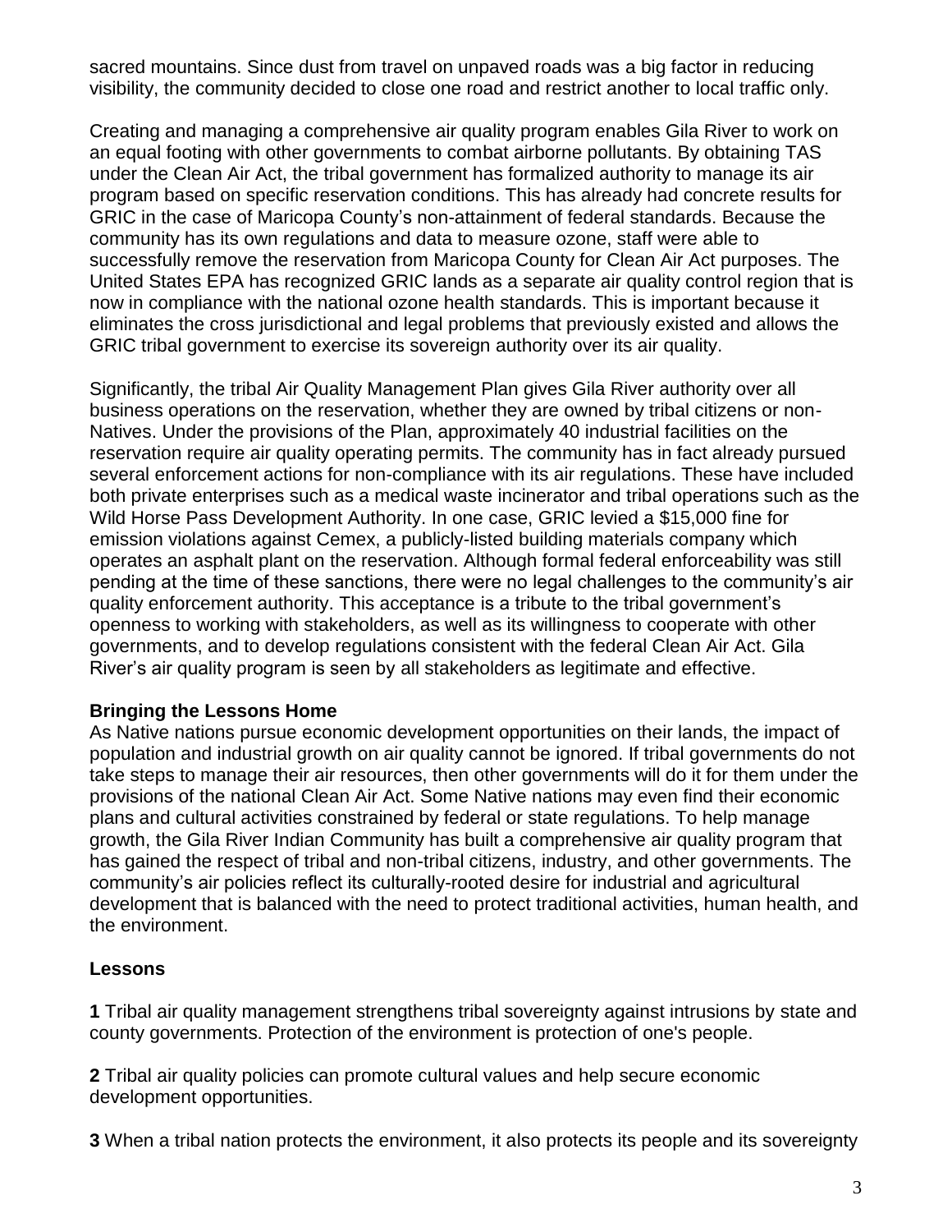sacred mountains. Since dust from travel on unpaved roads was a big factor in reducing visibility, the community decided to close one road and restrict another to local traffic only.

Creating and managing a comprehensive air quality program enables Gila River to work on an equal footing with other governments to combat airborne pollutants. By obtaining TAS under the Clean Air Act, the tribal government has formalized authority to manage its air program based on specific reservation conditions. This has already had concrete results for GRIC in the case of Maricopa County's non-attainment of federal standards. Because the community has its own regulations and data to measure ozone, staff were able to successfully remove the reservation from Maricopa County for Clean Air Act purposes. The United States EPA has recognized GRIC lands as a separate air quality control region that is now in compliance with the national ozone health standards. This is important because it eliminates the cross jurisdictional and legal problems that previously existed and allows the GRIC tribal government to exercise its sovereign authority over its air quality.

Significantly, the tribal Air Quality Management Plan gives Gila River authority over all business operations on the reservation, whether they are owned by tribal citizens or non-Natives. Under the provisions of the Plan, approximately 40 industrial facilities on the reservation require air quality operating permits. The community has in fact already pursued several enforcement actions for non-compliance with its air regulations. These have included both private enterprises such as a medical waste incinerator and tribal operations such as the Wild Horse Pass Development Authority. In one case, GRIC levied a $15,000 fine for emission violations against Cemex, a publicly-listed building materials company which operates an asphalt plant on the reservation. Although formal federal enforceability was still pending at the time of these sanctions, there were no legal challenges to the community's air quality enforcement authority. This acceptance is a tribute to the tribal government's openness to working with stakeholders, as well as its willingness to cooperate with other governments, and to develop regulations consistent with the federal Clean Air Act. Gila River's air quality program is seen by all stakeholders as legitimate and effective.

**Bringing the Lessons Home**

As Native nations pursue economic development opportunities on their lands, the impact of population and industrial growth on air quality cannot be ignored. If tribal governments do not take steps to manage their air resources, then other governments will do it for them under the provisions of the national Clean Air Act. Some Native nations may even find their economic plans and cultural activities constrained by federal or state regulations. To help manage growth, the Gila River Indian Community has built a comprehensive air quality program that has gained the respect of tribal and non-tribal citizens, industry, and other governments. The community's air policies reflect its culturally-rooted desire for industrial and agricultural development that is balanced with the need to protect traditional activities, human health, and the environment.

**Lessons**

**1** Tribal air quality management strengthens tribal sovereignty against intrusions by state and county governments. Protection of the environment is protection of one's people.

**2** Tribal air quality policies can promote cultural values and help secure economic development opportunities.

**3** When a tribal nation protects the environment, it also protects its people and its sovereignty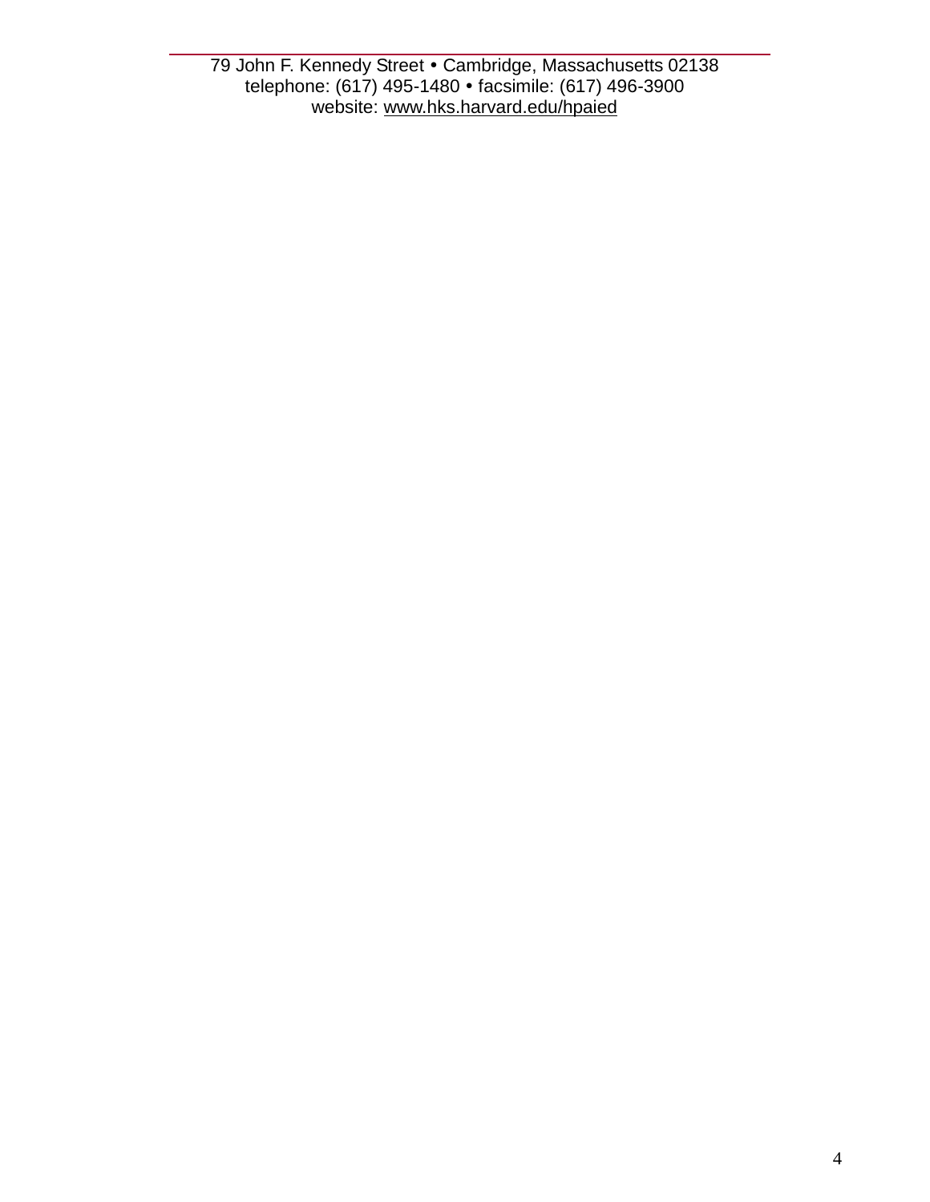79 John F. Kennedy Street • Cambridge, Massachusetts 02138
telephone: (617) 495-1480 • facsimile: (617) 496-3900
website: www.hks.harvard.edu/hpaied